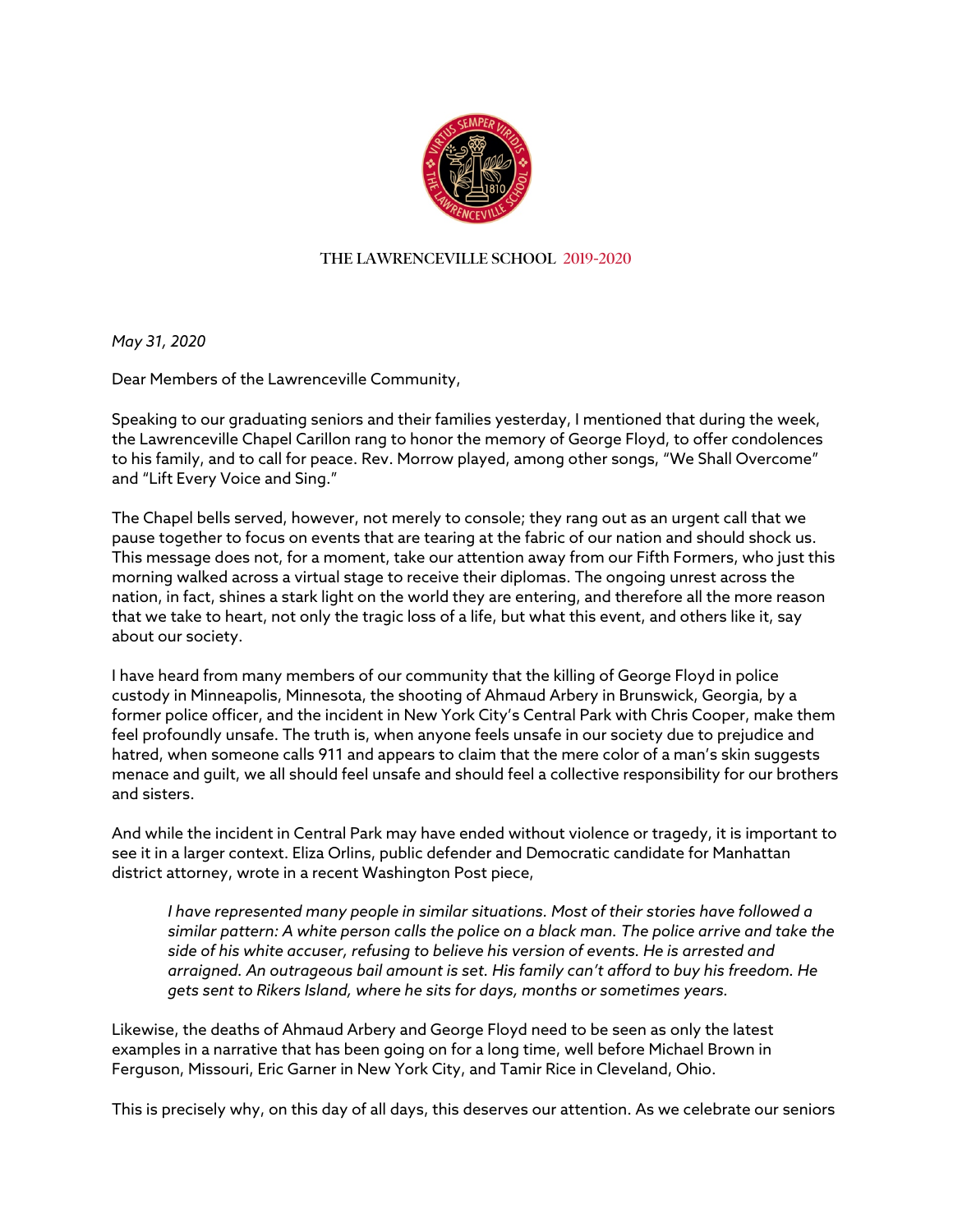THE LAWRENCEVILLE SCHOOL 2019-2020

*May 31, 2020*

Dear Members of the Lawrenceville Community,

Speaking to our graduating seniors and their families yesterday, I mentioned that during the week, the Lawrenceville Chapel Carillon rang to honor the memory of George Floyd, to offer condolences to his family, and to call for peace. Rev. Morrow played, among other songs, "We Shall Overcome" and "Lift Every Voice and Sing."

The Chapel bells served, however, not merely to console; they rang out as an urgent call that we pause together to focus on events that are tearing at the fabric of our nation and should shock us. This message does not, for a moment, take our attention away from our Fifth Formers, who just this morning walked across a virtual stage to receive their diplomas. The ongoing unrest across the nation, in fact, shines a stark light on the world they are entering, and therefore all the more reason that we take to heart, not only the tragic loss of a life, but what this event, and others like it, say about our society.

I have heard from many members of our community that the killing of George Floyd in police custody in Minneapolis, Minnesota, the shooting of Ahmaud Arbery in Brunswick, Georgia, by a former police officer, and the incident in New York City's Central Park with Chris Cooper, make them feel profoundly unsafe. The truth is, when anyone feels unsafe in our society due to prejudice and hatred, when someone calls 911 and appears to claim that the mere color of a man's skin suggests menace and guilt, we all should feel unsafe and should feel a collective responsibility for our brothers and sisters.

And while the incident in Central Park may have ended without violence or tragedy, it is important to see it in a larger context. Eliza Orlins, public defender and Democratic candidate for Manhattan district attorney, wrote in a recent Washington Post piece,

> *I have represented many people in similar situations. Most of their stories have followed a similar pattern: A white person calls the police on a black man. The police arrive and take the side of his white accuser, refusing to believe his version of events. He is arrested and arraigned. An outrageous bail amount is set. His family can't afford to buy his freedom. He gets sent to Rikers Island, where he sits for days, months or sometimes years.*

Likewise, the deaths of Ahmaud Arbery and George Floyd need to be seen as only the latest examples in a narrative that has been going on for a long time, well before Michael Brown in Ferguson, Missouri, Eric Garner in New York City, and Tamir Rice in Cleveland, Ohio.

This is precisely why, on this day of all days, this deserves our attention. As we celebrate our seniors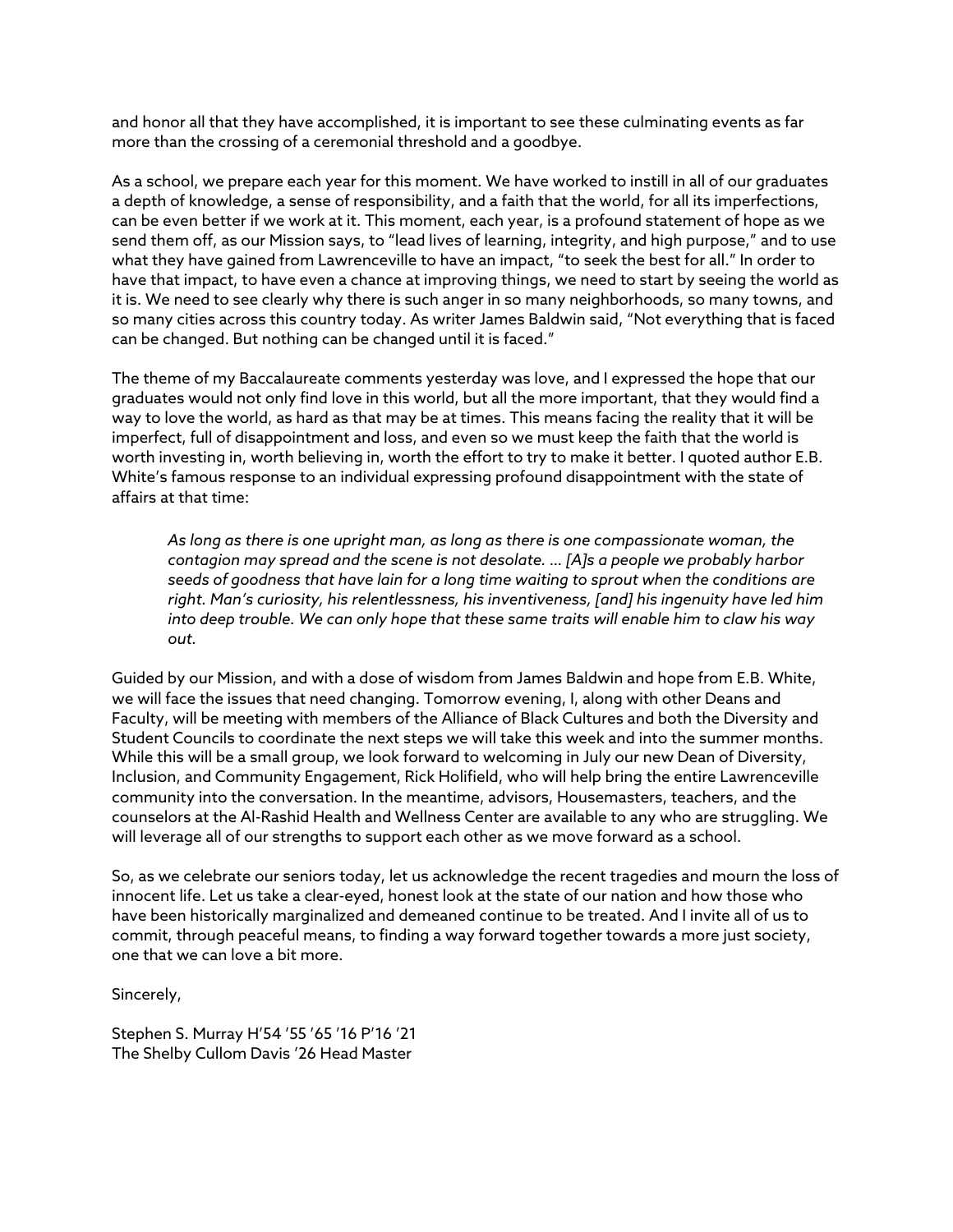and honor all that they have accomplished, it is important to see these culminating events as far more than the crossing of a ceremonial threshold and a goodbye.

As a school, we prepare each year for this moment. We have worked to instill in all of our graduates a depth of knowledge, a sense of responsibility, and a faith that the world, for all its imperfections, can be even better if we work at it. This moment, each year, is a profound statement of hope as we send them off, as our Mission says, to "lead lives of learning, integrity, and high purpose," and to use what they have gained from Lawrenceville to have an impact, "to seek the best for all." In order to have that impact, to have even a chance at improving things, we need to start by seeing the world as it is. We need to see clearly why there is such anger in so many neighborhoods, so many towns, and so many cities across this country today. As writer James Baldwin said, "Not everything that is faced can be changed. But nothing can be changed until it is faced."

The theme of my Baccalaureate comments yesterday was love, and I expressed the hope that our graduates would not only find love in this world, but all the more important, that they would find a way to love the world, as hard as that may be at times. This means facing the reality that it will be imperfect, full of disappointment and loss, and even so we must keep the faith that the world is worth investing in, worth believing in, worth the effort to try to make it better. I quoted author E.B. White's famous response to an individual expressing profound disappointment with the state of affairs at that time:

> *As long as there is one upright man, as long as there is one compassionate woman, the contagion may spread and the scene is not desolate. ... [A]s a people we probably harbor seeds of goodness that have lain for a long time waiting to sprout when the conditions are right. Man's curiosity, his relentlessness, his inventiveness, [and] his ingenuity have led him into deep trouble. We can only hope that these same traits will enable him to claw his way out.*

Guided by our Mission, and with a dose of wisdom from James Baldwin and hope from E.B. White, we will face the issues that need changing. Tomorrow evening, I, along with other Deans and Faculty, will be meeting with members of the Alliance of Black Cultures and both the Diversity and Student Councils to coordinate the next steps we will take this week and into the summer months. While this will be a small group, we look forward to welcoming in July our new Dean of Diversity, Inclusion, and Community Engagement, Rick Holifield, who will help bring the entire Lawrenceville community into the conversation. In the meantime, advisors, Housemasters, teachers, and the counselors at the Al-Rashid Health and Wellness Center are available to any who are struggling. We will leverage all of our strengths to support each other as we move forward as a school.

So, as we celebrate our seniors today, let us acknowledge the recent tragedies and mourn the loss of innocent life. Let us take a clear-eyed, honest look at the state of our nation and how those who have been historically marginalized and demeaned continue to be treated. And I invite all of us to commit, through peaceful means, to finding a way forward together towards a more just society, one that we can love a bit more.

Sincerely,

Stephen S. Murray H'54 '55 '65 '16 P'16 '21
The Shelby Cullom Davis '26 Head Master